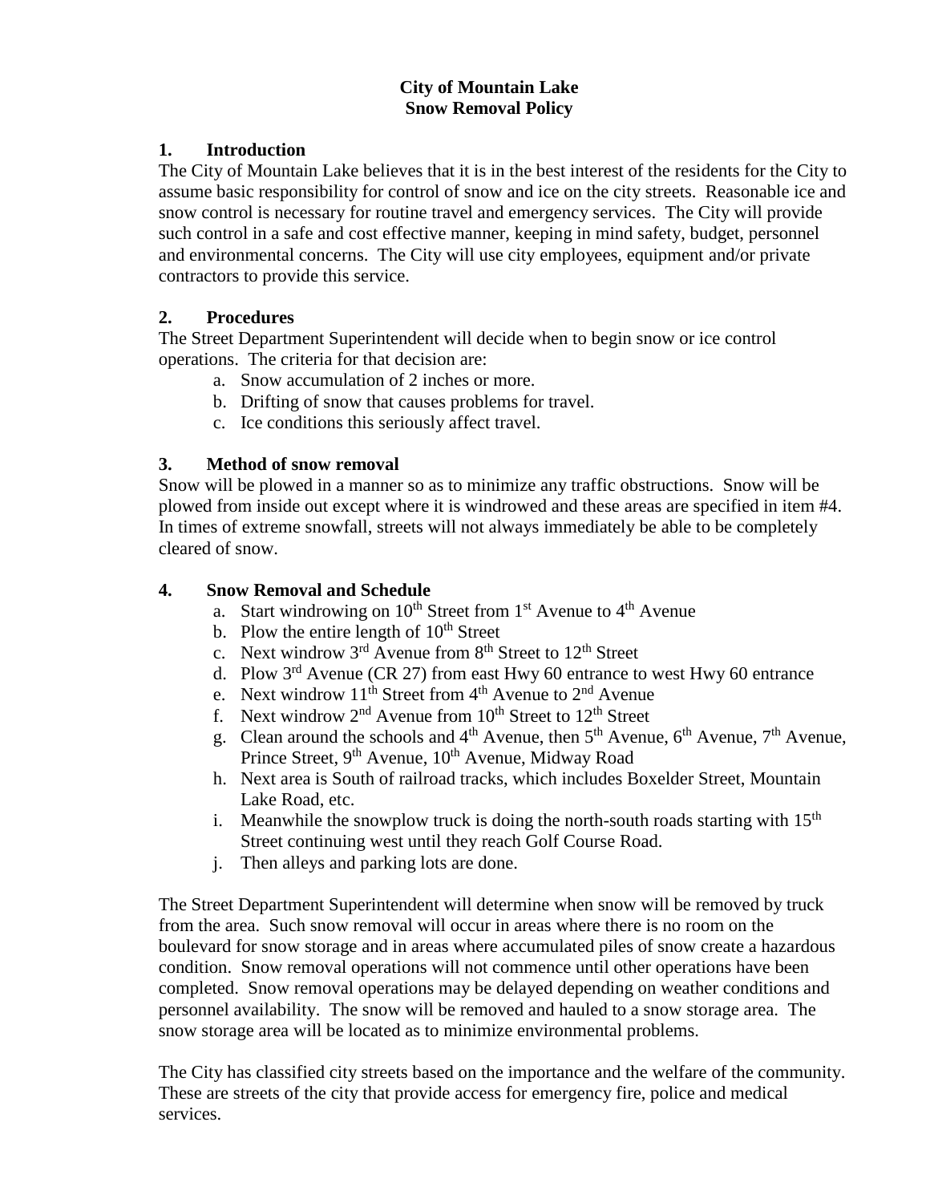# City of Mountain Lake
# Snow Removal Policy

## 1. Introduction

The City of Mountain Lake believes that it is in the best interest of the residents for the City to assume basic responsibility for control of snow and ice on the city streets. Reasonable ice and snow control is necessary for routine travel and emergency services. The City will provide such control in a safe and cost effective manner, keeping in mind safety, budget, personnel and environmental concerns. The City will use city employees, equipment and/or private contractors to provide this service.

## 2. Procedures

The Street Department Superintendent will decide when to begin snow or ice control operations. The criteria for that decision are:

a. Snow accumulation of 2 inches or more.
b. Drifting of snow that causes problems for travel.
c. Ice conditions this seriously affect travel.

## 3. Method of snow removal

Snow will be plowed in a manner so as to minimize any traffic obstructions. Snow will be plowed from inside out except where it is windrowed and these areas are specified in item #4. In times of extreme snowfall, streets will not always immediately be able to be completely cleared of snow.

## 4. Snow Removal and Schedule

a. Start windrowing on 10th Street from 1st Avenue to 4th Avenue
b. Plow the entire length of 10th Street
c. Next windrow 3rd Avenue from 8th Street to 12th Street
d. Plow 3rd Avenue (CR 27) from east Hwy 60 entrance to west Hwy 60 entrance
e. Next windrow 11th Street from 4th Avenue to 2nd Avenue
f. Next windrow 2nd Avenue from 10th Street to 12th Street
g. Clean around the schools and 4th Avenue, then 5th Avenue, 6th Avenue, 7th Avenue, Prince Street, 9th Avenue, 10th Avenue, Midway Road
h. Next area is South of railroad tracks, which includes Boxelder Street, Mountain Lake Road, etc.
i. Meanwhile the snowplow truck is doing the north-south roads starting with 15th Street continuing west until they reach Golf Course Road.
j. Then alleys and parking lots are done.

The Street Department Superintendent will determine when snow will be removed by truck from the area. Such snow removal will occur in areas where there is no room on the boulevard for snow storage and in areas where accumulated piles of snow create a hazardous condition. Snow removal operations will not commence until other operations have been completed. Snow removal operations may be delayed depending on weather conditions and personnel availability. The snow will be removed and hauled to a snow storage area. The snow storage area will be located as to minimize environmental problems.

The City has classified city streets based on the importance and the welfare of the community. These are streets of the city that provide access for emergency fire, police and medical services.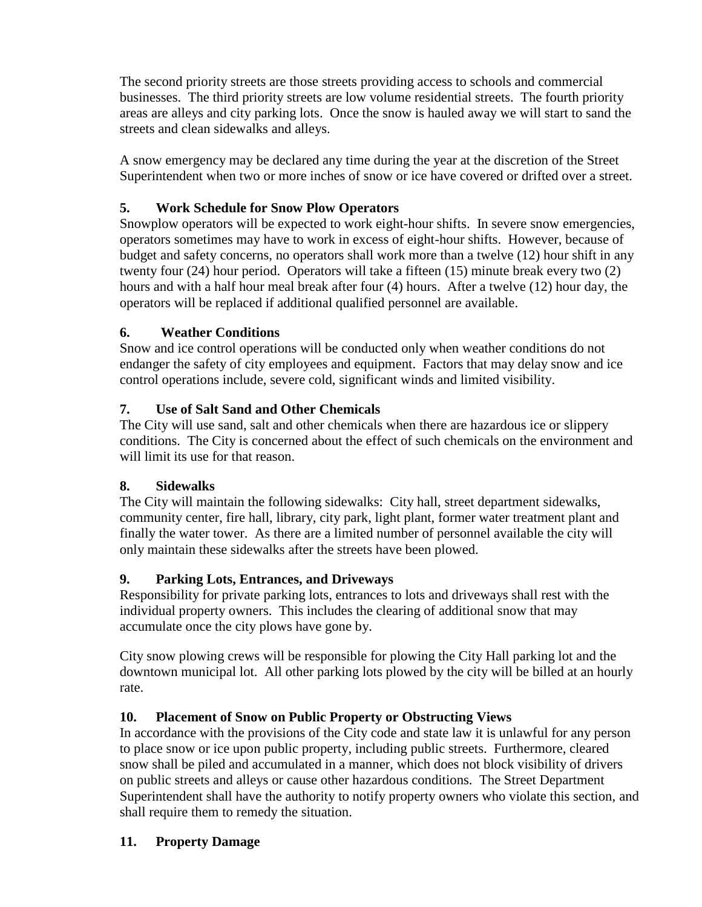The second priority streets are those streets providing access to schools and commercial businesses. The third priority streets are low volume residential streets. The fourth priority areas are alleys and city parking lots. Once the snow is hauled away we will start to sand the streets and clean sidewalks and alleys.

A snow emergency may be declared any time during the year at the discretion of the Street Superintendent when two or more inches of snow or ice have covered or drifted over a street.

### 5. Work Schedule for Snow Plow Operators

Snowplow operators will be expected to work eight-hour shifts. In severe snow emergencies, operators sometimes may have to work in excess of eight-hour shifts. However, because of budget and safety concerns, no operators shall work more than a twelve (12) hour shift in any twenty four (24) hour period. Operators will take a fifteen (15) minute break every two (2) hours and with a half hour meal break after four (4) hours. After a twelve (12) hour day, the operators will be replaced if additional qualified personnel are available.

### 6. Weather Conditions

Snow and ice control operations will be conducted only when weather conditions do not endanger the safety of city employees and equipment. Factors that may delay snow and ice control operations include, severe cold, significant winds and limited visibility.

### 7. Use of Salt Sand and Other Chemicals

The City will use sand, salt and other chemicals when there are hazardous ice or slippery conditions. The City is concerned about the effect of such chemicals on the environment and will limit its use for that reason.

### 8. Sidewalks

The City will maintain the following sidewalks: City hall, street department sidewalks, community center, fire hall, library, city park, light plant, former water treatment plant and finally the water tower. As there are a limited number of personnel available the city will only maintain these sidewalks after the streets have been plowed.

### 9. Parking Lots, Entrances, and Driveways

Responsibility for private parking lots, entrances to lots and driveways shall rest with the individual property owners. This includes the clearing of additional snow that may accumulate once the city plows have gone by.

City snow plowing crews will be responsible for plowing the City Hall parking lot and the downtown municipal lot. All other parking lots plowed by the city will be billed at an hourly rate.

### 10. Placement of Snow on Public Property or Obstructing Views

In accordance with the provisions of the City code and state law it is unlawful for any person to place snow or ice upon public property, including public streets. Furthermore, cleared snow shall be piled and accumulated in a manner, which does not block visibility of drivers on public streets and alleys or cause other hazardous conditions. The Street Department Superintendent shall have the authority to notify property owners who violate this section, and shall require them to remedy the situation.

### 11. Property Damage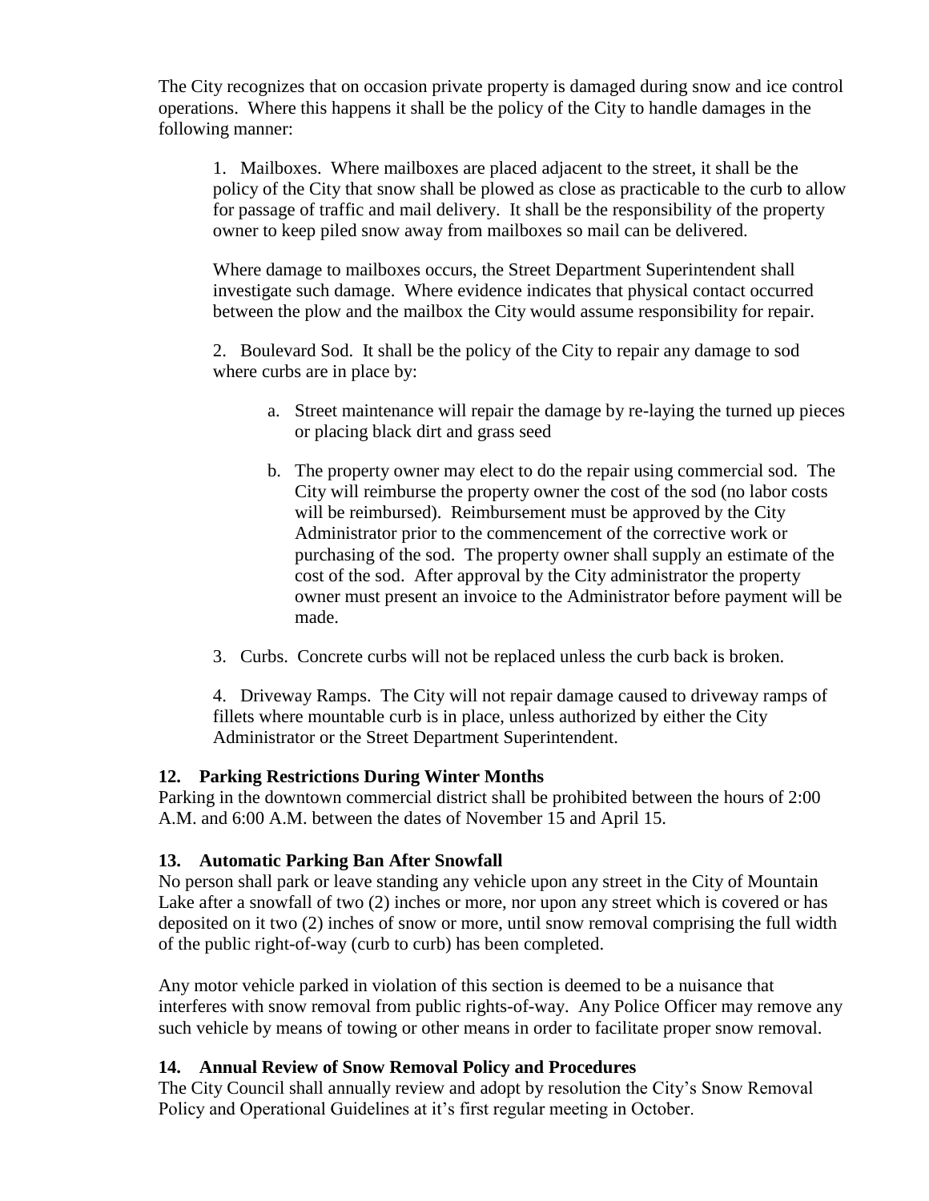The City recognizes that on occasion private property is damaged during snow and ice control operations. Where this happens it shall be the policy of the City to handle damages in the following manner:

1. Mailboxes. Where mailboxes are placed adjacent to the street, it shall be the policy of the City that snow shall be plowed as close as practicable to the curb to allow for passage of traffic and mail delivery. It shall be the responsibility of the property owner to keep piled snow away from mailboxes so mail can be delivered.

   Where damage to mailboxes occurs, the Street Department Superintendent shall investigate such damage. Where evidence indicates that physical contact occurred between the plow and the mailbox the City would assume responsibility for repair.

2. Boulevard Sod. It shall be the policy of the City to repair any damage to sod where curbs are in place by:

   a. Street maintenance will repair the damage by re-laying the turned up pieces or placing black dirt and grass seed

   b. The property owner may elect to do the repair using commercial sod. The City will reimburse the property owner the cost of the sod (no labor costs will be reimbursed). Reimbursement must be approved by the City Administrator prior to the commencement of the corrective work or purchasing of the sod. The property owner shall supply an estimate of the cost of the sod. After approval by the City administrator the property owner must present an invoice to the Administrator before payment will be made.

3. Curbs. Concrete curbs will not be replaced unless the curb back is broken.

4. Driveway Ramps. The City will not repair damage caused to driveway ramps of fillets where mountable curb is in place, unless authorized by either the City Administrator or the Street Department Superintendent.

### 12. Parking Restrictions During Winter Months

Parking in the downtown commercial district shall be prohibited between the hours of 2:00 A.M. and 6:00 A.M. between the dates of November 15 and April 15.

### 13. Automatic Parking Ban After Snowfall

No person shall park or leave standing any vehicle upon any street in the City of Mountain Lake after a snowfall of two (2) inches or more, nor upon any street which is covered or has deposited on it two (2) inches of snow or more, until snow removal comprising the full width of the public right-of-way (curb to curb) has been completed.

Any motor vehicle parked in violation of this section is deemed to be a nuisance that interferes with snow removal from public rights-of-way. Any Police Officer may remove any such vehicle by means of towing or other means in order to facilitate proper snow removal.

### 14. Annual Review of Snow Removal Policy and Procedures

The City Council shall annually review and adopt by resolution the City's Snow Removal Policy and Operational Guidelines at it's first regular meeting in October.